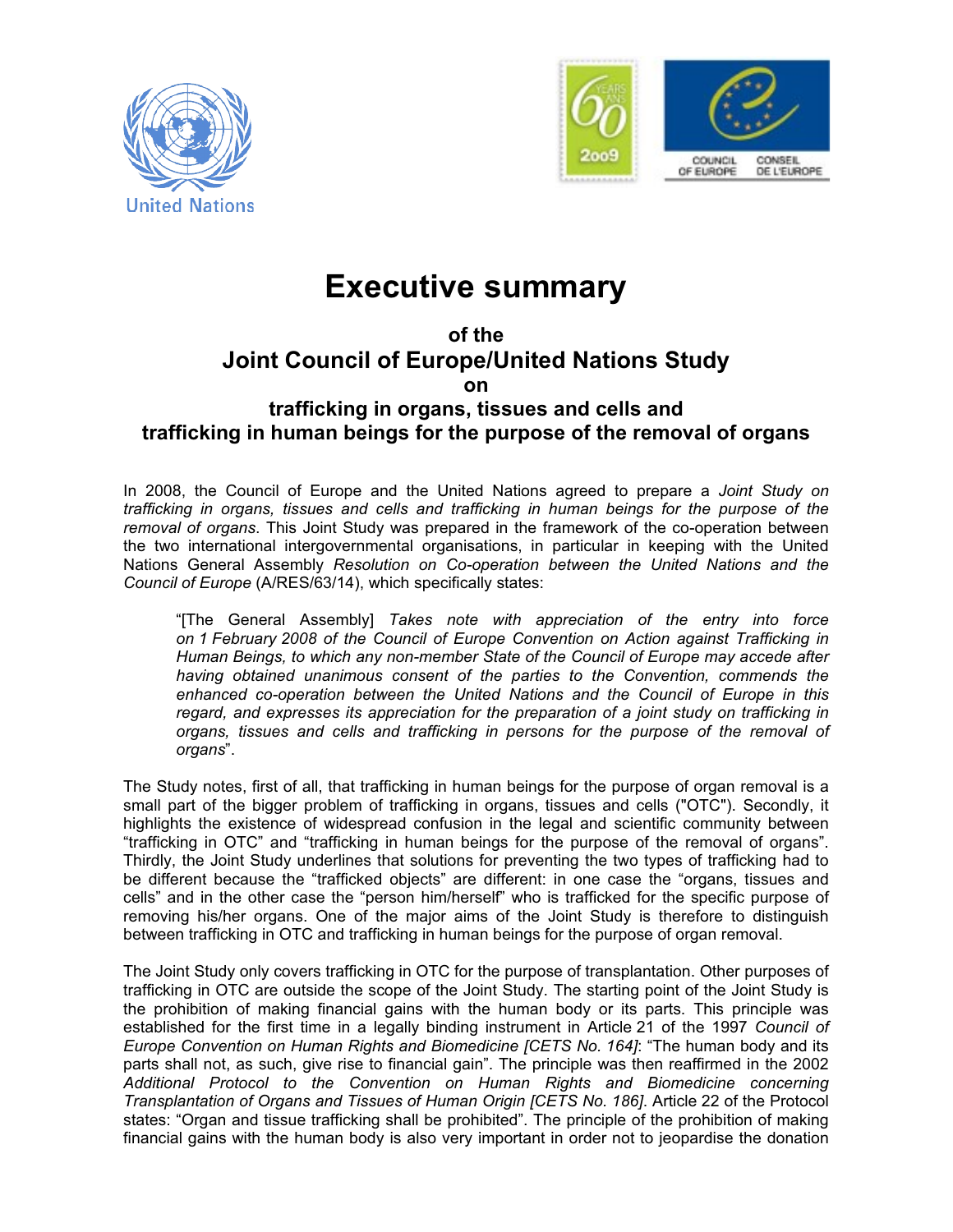# Executive summary

## of the
## Joint Council of Europe/United Nations Study
## on
## trafficking in organs, tissues and cells and trafficking in human beings for the purpose of the removal of organs

In 2008, the Council of Europe and the United Nations agreed to prepare a *Joint Study on trafficking in organs, tissues and cells and trafficking in human beings for the purpose of the removal of organs*. This Joint Study was prepared in the framework of the co-operation between the two international intergovernmental organisations, in particular in keeping with the United Nations General Assembly *Resolution on Co-operation between the United Nations and the Council of Europe* (A/RES/63/14), which specifically states:

> "[The General Assembly] *Takes note with appreciation of the entry into force on 1 February 2008 of the Council of Europe Convention on Action against Trafficking in Human Beings, to which any non-member State of the Council of Europe may accede after having obtained unanimous consent of the parties to the Convention, commends the enhanced co-operation between the United Nations and the Council of Europe in this regard, and expresses its appreciation for the preparation of a joint study on trafficking in organs, tissues and cells and trafficking in persons for the purpose of the removal of organs*".

The Study notes, first of all, that trafficking in human beings for the purpose of organ removal is a small part of the bigger problem of trafficking in organs, tissues and cells ("OTC"). Secondly, it highlights the existence of widespread confusion in the legal and scientific community between "trafficking in OTC" and "trafficking in human beings for the purpose of the removal of organs". Thirdly, the Joint Study underlines that solutions for preventing the two types of trafficking had to be different because the "trafficked objects" are different: in one case the "organs, tissues and cells" and in the other case the "person him/herself" who is trafficked for the specific purpose of removing his/her organs. One of the major aims of the Joint Study is therefore to distinguish between trafficking in OTC and trafficking in human beings for the purpose of organ removal.

The Joint Study only covers trafficking in OTC for the purpose of transplantation. Other purposes of trafficking in OTC are outside the scope of the Joint Study. The starting point of the Joint Study is the prohibition of making financial gains with the human body or its parts. This principle was established for the first time in a legally binding instrument in Article 21 of the 1997 *Council of Europe Convention on Human Rights and Biomedicine [CETS No. 164]*: "The human body and its parts shall not, as such, give rise to financial gain". The principle was then reaffirmed in the 2002 *Additional Protocol to the Convention on Human Rights and Biomedicine concerning Transplantation of Organs and Tissues of Human Origin [CETS No. 186]*. Article 22 of the Protocol states: "Organ and tissue trafficking shall be prohibited". The principle of the prohibition of making financial gains with the human body is also very important in order not to jeopardise the donation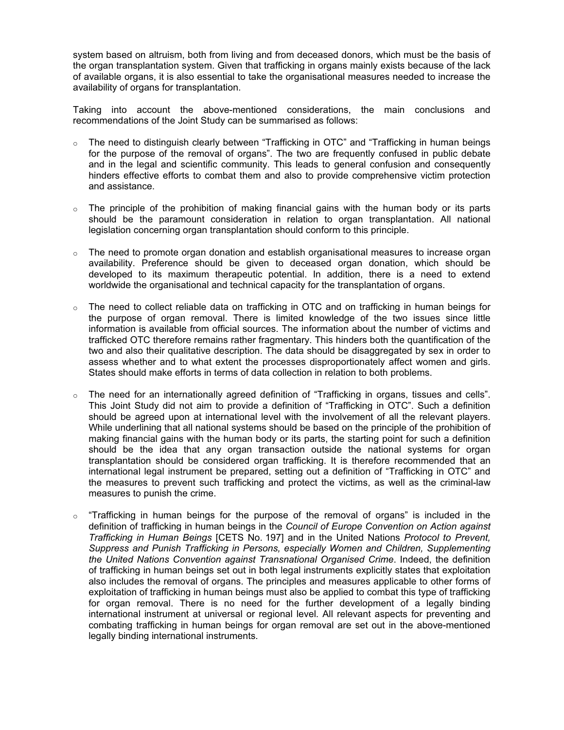system based on altruism, both from living and from deceased donors, which must be the basis of the organ transplantation system. Given that trafficking in organs mainly exists because of the lack of available organs, it is also essential to take the organisational measures needed to increase the availability of organs for transplantation.

Taking into account the above-mentioned considerations, the main conclusions and recommendations of the Joint Study can be summarised as follows:

- The need to distinguish clearly between "Trafficking in OTC" and "Trafficking in human beings for the purpose of the removal of organs". The two are frequently confused in public debate and in the legal and scientific community. This leads to general confusion and consequently hinders effective efforts to combat them and also to provide comprehensive victim protection and assistance.

- The principle of the prohibition of making financial gains with the human body or its parts should be the paramount consideration in relation to organ transplantation. All national legislation concerning organ transplantation should conform to this principle.

- The need to promote organ donation and establish organisational measures to increase organ availability. Preference should be given to deceased organ donation, which should be developed to its maximum therapeutic potential. In addition, there is a need to extend worldwide the organisational and technical capacity for the transplantation of organs.

- The need to collect reliable data on trafficking in OTC and on trafficking in human beings for the purpose of organ removal. There is limited knowledge of the two issues since little information is available from official sources. The information about the number of victims and trafficked OTC therefore remains rather fragmentary. This hinders both the quantification of the two and also their qualitative description. The data should be disaggregated by sex in order to assess whether and to what extent the processes disproportionately affect women and girls. States should make efforts in terms of data collection in relation to both problems.

- The need for an internationally agreed definition of "Trafficking in organs, tissues and cells". This Joint Study did not aim to provide a definition of "Trafficking in OTC". Such a definition should be agreed upon at international level with the involvement of all the relevant players. While underlining that all national systems should be based on the principle of the prohibition of making financial gains with the human body or its parts, the starting point for such a definition should be the idea that any organ transaction outside the national systems for organ transplantation should be considered organ trafficking. It is therefore recommended that an international legal instrument be prepared, setting out a definition of "Trafficking in OTC" and the measures to prevent such trafficking and protect the victims, as well as the criminal-law measures to punish the crime.

- "Trafficking in human beings for the purpose of the removal of organs" is included in the definition of trafficking in human beings in the *Council of Europe Convention on Action against Trafficking in Human Beings* [CETS No. 197] and in the United Nations *Protocol to Prevent, Suppress and Punish Trafficking in Persons, especially Women and Children, Supplementing the United Nations Convention against Transnational Organised Crime*. Indeed, the definition of trafficking in human beings set out in both legal instruments explicitly states that exploitation also includes the removal of organs. The principles and measures applicable to other forms of exploitation of trafficking in human beings must also be applied to combat this type of trafficking for organ removal. There is no need for the further development of a legally binding international instrument at universal or regional level. All relevant aspects for preventing and combating trafficking in human beings for organ removal are set out in the above-mentioned legally binding international instruments.